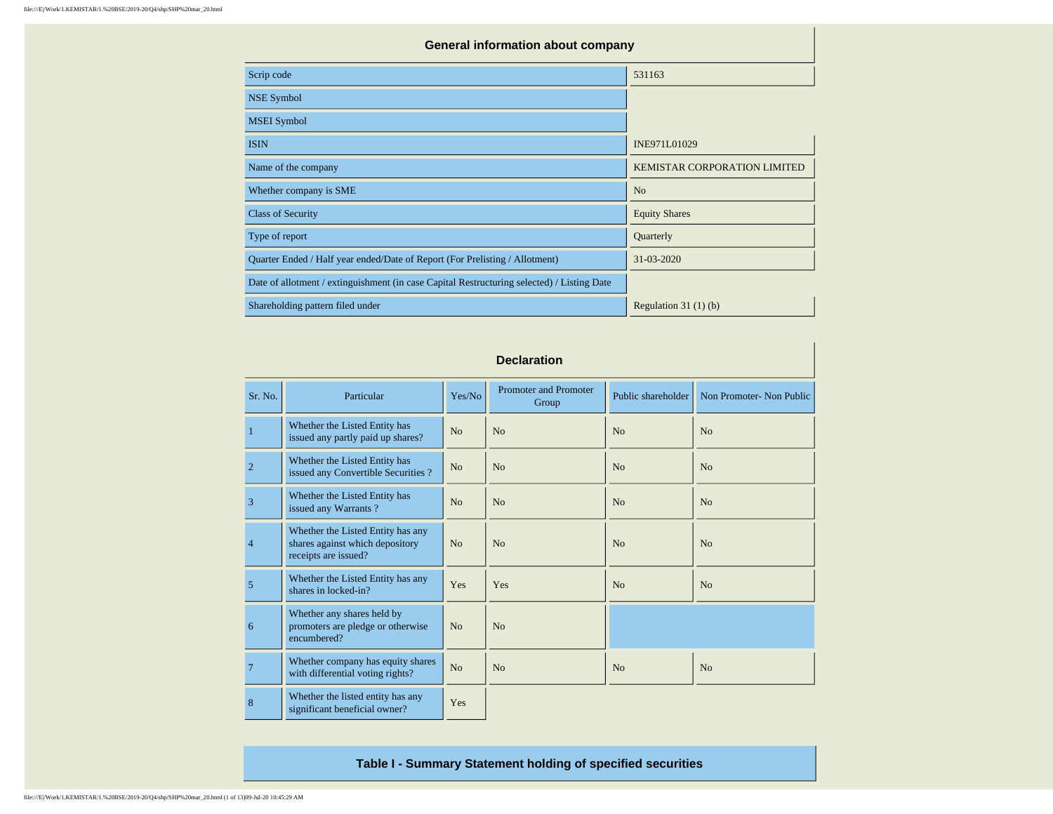## General information about company

| | |
|---|---|
| Scrip code | 531163 |
| NSE Symbol | |
| MSEI Symbol | |
| ISIN | INE971L01029 |
| Name of the company | KEMISTAR CORPORATION LIMITED |
| Whether company is SME | No |
| Class of Security | Equity Shares |
| Type of report | Quarterly |
| Quarter Ended / Half year ended/Date of Report (For Prelisting / Allotment) | 31-03-2020 |
| Date of allotment / extinguishment (in case Capital Restructuring selected) / Listing Date | |
| Shareholding pattern filed under | Regulation 31 (1) (b) |

## Declaration

| Sr. No. | Particular | Yes/No | Promoter and Promoter Group | Public shareholder | Non Promoter- Non Public |
|---|---|---|---|---|---|
| 1 | Whether the Listed Entity has issued any partly paid up shares? | No | No | No | No |
| 2 | Whether the Listed Entity has issued any Convertible Securities ? | No | No | No | No |
| 3 | Whether the Listed Entity has issued any Warrants ? | No | No | No | No |
| 4 | Whether the Listed Entity has any shares against which depository receipts are issued? | No | No | No | No |
| 5 | Whether the Listed Entity has any shares in locked-in? | Yes | Yes | No | No |
| 6 | Whether any shares held by promoters are pledge or otherwise encumbered? | No | No | | |
| 7 | Whether company has equity shares with differential voting rights? | No | No | No | No |
| 8 | Whether the listed entity has any significant beneficial owner? | Yes | | | |

## Table I - Summary Statement holding of specified securities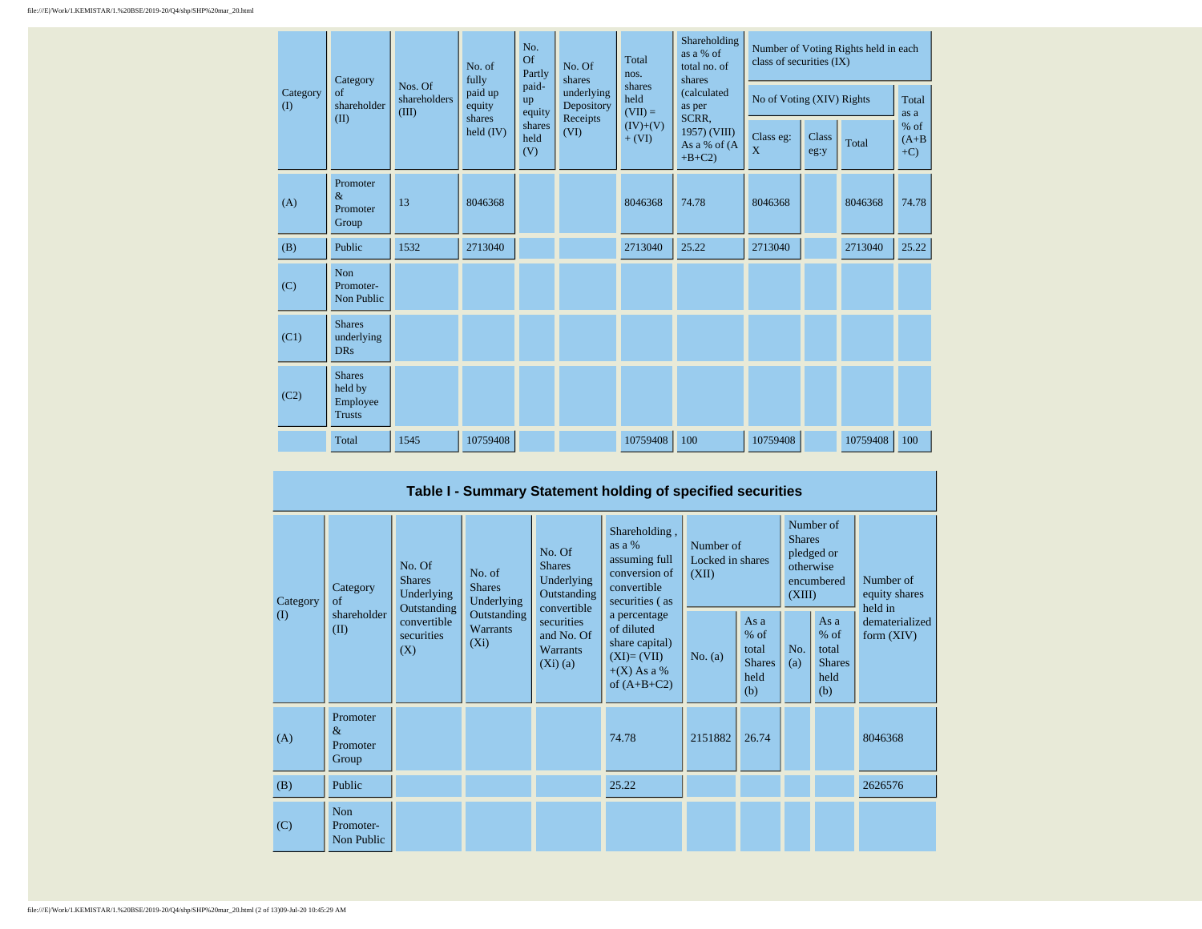| Category (I) | Category of shareholder (II) | Nos. Of shareholders (III) | No. of fully paid up equity shares held (IV) | No. Of Partly paid-up equity shares held (V) | No. Of shares underlying Depository Receipts (VI) | Total nos. shares held (VII) = (IV)+(V)+ (VI) | Shareholding as a % of total no. of shares (calculated as per SCRR, 1957) (VIII) As a % of (A+B+C2) | Number of Voting Rights held in each class of securities (IX) | | | |
|---|---|---|---|---|---|---|---|---|---|---|---|
| | | | | | | | | No of Voting (XIV) Rights | | | Total as a % of (A+B+C) |
| | | | | | | | | Class eg: X | Class eg:y | Total | |
| (A) | Promoter & Promoter Group | 13 | 8046368 | | | 8046368 | 74.78 | 8046368 | | 8046368 | 74.78 |
| (B) | Public | 1532 | 2713040 | | | 2713040 | 25.22 | 2713040 | | 2713040 | 25.22 |
| (C) | Non Promoter- Non Public | | | | | | | | | | |
| (C1) | Shares underlying DRs | | | | | | | | | | |
| (C2) | Shares held by Employee Trusts | | | | | | | | | | |
| | Total | 1545 | 10759408 | | | 10759408 | 100 | 10759408 | | 10759408 | 100 |

## Table I - Summary Statement holding of specified securities

| Category (I) | Category of shareholder (II) | No. Of Shares Underlying Outstanding convertible securities (X) | No. of Shares Underlying Outstanding Warrants (Xi) | No. Of Shares Underlying Outstanding convertible securities and No. Of Warrants (Xi) (a) | Shareholding , as a % assuming full conversion of convertible securities ( as a percentage of diluted share capital) (XI)= (VII)+(X) As a % of (A+B+C2) | Number of Locked in shares (XII) | | Number of Shares pledged or otherwise encumbered (XIII) | | Number of equity shares held in dematerialized form (XIV) |
|---|---|---|---|---|---|---|---|---|---|---|
| | | | | | | No. (a) | As a % of total Shares held (b) | No. (a) | As a % of total Shares held (b) | |
| (A) | Promoter & Promoter Group | | | | 74.78 | 2151882 | 26.74 | | | 8046368 |
| (B) | Public | | | | 25.22 | | | | | 2626576 |
| (C) | Non Promoter- Non Public | | | | | | | | | |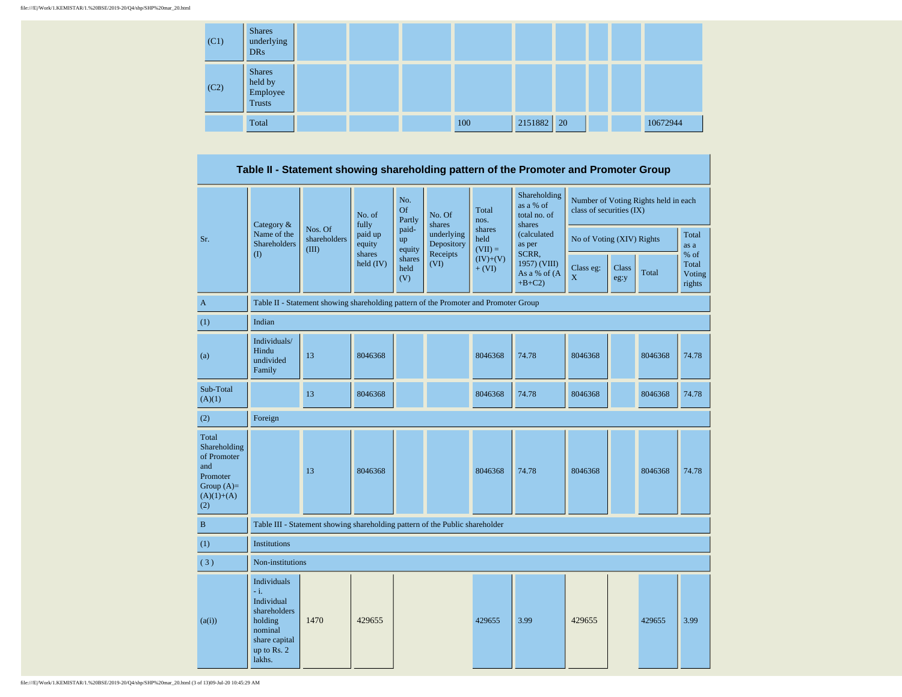| | | | | | | | | | | |
|---|---|---|---|---|---|---|---|---|---|---|
| (C1) | Shares underlying DRs | | | | | | | | | |
| (C2) | Shares held by Employee Trusts | | | | | | | | | |
| | Total | | | | 100 | 2151882 | 20 | | | 10672944 |

## Table II - Statement showing shareholding pattern of the Promoter and Promoter Group

| Sr. | Category & Name of the Shareholders (I) | Nos. Of shareholders (III) | No. of fully paid up equity shares held (IV) | No. Of Partly paid-up equity shares held (V) | No. Of shares underlying Depository Receipts (VI) | Total nos. shares held (VII) = (IV)+(V)+ (VI) | Shareholding as a % of total no. of shares (calculated as per SCRR, 1957) (VIII) As a % of (A+B+C2) | Number of Voting Rights held in each class of securities (IX) | | | |
|---|---|---|---|---|---|---|---|---|---|---|---|
| | | | | | | | | No of Voting (XIV) Rights | | | Total as a % of Total Voting rights |
| | | | | | | | | Class eg: X | Class eg:y | Total | |
| A | Table II - Statement showing shareholding pattern of the Promoter and Promoter Group | | | | | | | | | | |
| (1) | Indian | | | | | | | | | | |
| (a) | Individuals/ Hindu undivided Family | 13 | 8046368 | | | 8046368 | 74.78 | 8046368 | | 8046368 | 74.78 |
| Sub-Total (A)(1) | | 13 | 8046368 | | | 8046368 | 74.78 | 8046368 | | 8046368 | 74.78 |
| (2) | Foreign | | | | | | | | | | |
| Total Shareholding of Promoter and Promoter Group (A)=(A)(1)+(A)(2) | | 13 | 8046368 | | | 8046368 | 74.78 | 8046368 | | 8046368 | 74.78 |
| B | Table III - Statement showing shareholding pattern of the Public shareholder | | | | | | | | | | |
| (1) | Institutions | | | | | | | | | | |
| ( 3 ) | Non-institutions | | | | | | | | | | |
| (a(i)) | Individuals - i. Individual shareholders holding nominal share capital up to Rs. 2 lakhs. | 1470 | 429655 | | | 429655 | 3.99 | 429655 | | 429655 | 3.99 |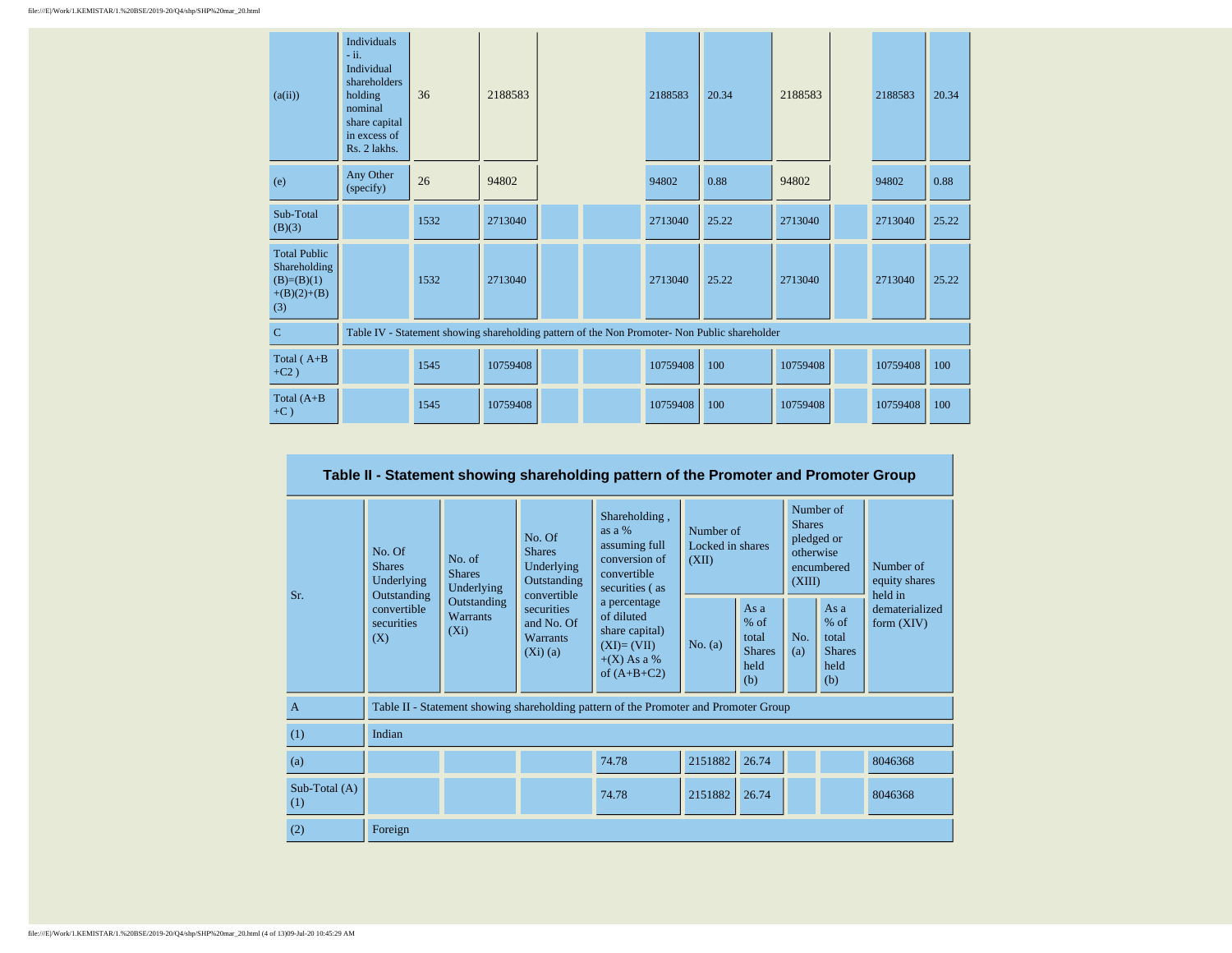| | | | | | | | | | | | |
|---|---|---|---|---|---|---|---|---|---|---|---|
| (a(ii)) | Individuals - ii. Individual shareholders holding nominal share capital in excess of Rs. 2 lakhs. | 36 | 2188583 | | | 2188583 | 20.34 | 2188583 | | 2188583 | 20.34 |
| (e) | Any Other (specify) | 26 | 94802 | | | 94802 | 0.88 | 94802 | | 94802 | 0.88 |
| Sub-Total (B)(3) | | 1532 | 2713040 | | | 2713040 | 25.22 | 2713040 | | 2713040 | 25.22 |
| Total Public Shareholding (B)=(B)(1)+(B)(2)+(B)(3) | | 1532 | 2713040 | | | 2713040 | 25.22 | 2713040 | | 2713040 | 25.22 |
| C | Table IV - Statement showing shareholding pattern of the Non Promoter- Non Public shareholder | | | | | | | | | | |
| Total ( A+B +C2 ) | | 1545 | 10759408 | | | 10759408 | 100 | 10759408 | | 10759408 | 100 |
| Total (A+B +C ) | | 1545 | 10759408 | | | 10759408 | 100 | 10759408 | | 10759408 | 100 |

## Table II - Statement showing shareholding pattern of the Promoter and Promoter Group

| Sr. | No. Of Shares Underlying Outstanding convertible securities (X) | No. of Shares Underlying Outstanding Warrants (Xi) | No. Of Shares Underlying Outstanding convertible securities and No. Of Warrants (Xi) (a) | Shareholding , as a % assuming full conversion of convertible securities ( as a percentage of diluted share capital) (XI)= (VII)+(X) As a % of (A+B+C2) | Number of Locked in shares (XII) | | Number of Shares pledged or otherwise encumbered (XIII) | | Number of equity shares held in dematerialized form (XIV) |
|---|---|---|---|---|---|---|---|---|---|
| | | | | | No. (a) | As a % of total Shares held (b) | No. (a) | As a % of total Shares held (b) | |
| A | Table II - Statement showing shareholding pattern of the Promoter and Promoter Group | | | | | | | | |
| (1) | Indian | | | | | | | | |
| (a) | | | | 74.78 | 2151882 | 26.74 | | | 8046368 |
| Sub-Total (A) (1) | | | | 74.78 | 2151882 | 26.74 | | | 8046368 |
| (2) | Foreign | | | | | | | | |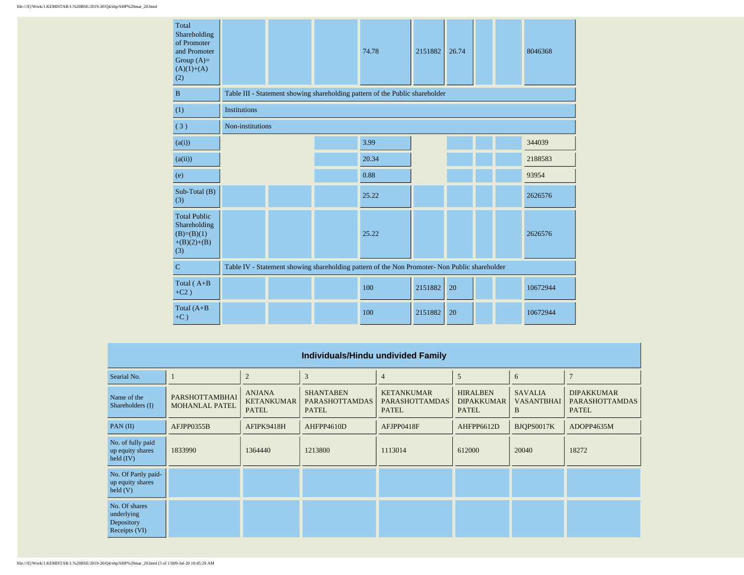| | | | | | | | | | |
|---|---|---|---|---|---|---|---|---|---|
| Total Shareholding of Promoter and Promoter Group (A)=(A)(1)+(A)(2) | | | | 74.78 | 2151882 | 26.74 | | | 8046368 |
| B | Table III - Statement showing shareholding pattern of the Public shareholder | | | | | | | | |
| (1) | Institutions | | | | | | | | |
| ( 3 ) | Non-institutions | | | | | | | | |
| (a(i)) | | | | 3.99 | | | | | 344039 |
| (a(ii)) | | | | 20.34 | | | | | 2188583 |
| (e) | | | | 0.88 | | | | | 93954 |
| Sub-Total (B)(3) | | | | 25.22 | | | | | 2626576 |
| Total Public Shareholding (B)=(B)(1)+(B)(2)+(B)(3) | | | | 25.22 | | | | | 2626576 |
| C | Table IV - Statement showing shareholding pattern of the Non Promoter- Non Public shareholder | | | | | | | | |
| Total ( A+B+C2 ) | | | | 100 | 2151882 | 20 | | | 10672944 |
| Total (A+B+C ) | | | | 100 | 2151882 | 20 | | | 10672944 |

## Individuals/Hindu undivided Family

| Searial No. | 1 | 2 | 3 | 4 | 5 | 6 | 7 |
|---|---|---|---|---|---|---|---|
| Name of the Shareholders (I) | PARSHOTTAMBHAI MOHANLAL PATEL | ANJANA KETANKUMAR PATEL | SHANTABEN PARASHOTTAMDAS PATEL | KETANKUMAR PARASHOTTAMDAS PATEL | HIRALBEN DIPAKKUMAR PATEL | SAVALIA VASANTBHAI B | DIPAKKUMAR PARASHOTTAMDAS PATEL |
| PAN (II) | AFJPP0355B | AFIPK9418H | AHFPP4610D | AFJPP0418F | AHFPP6612D | BJQPS0017K | ADOPP4635M |
| No. of fully paid up equity shares held (IV) | 1833990 | 1364440 | 1213800 | 1113014 | 612000 | 20040 | 18272 |
| No. Of Partly paid-up equity shares held (V) | | | | | | | |
| No. Of shares underlying Depository Receipts (VI) | | | | | | | |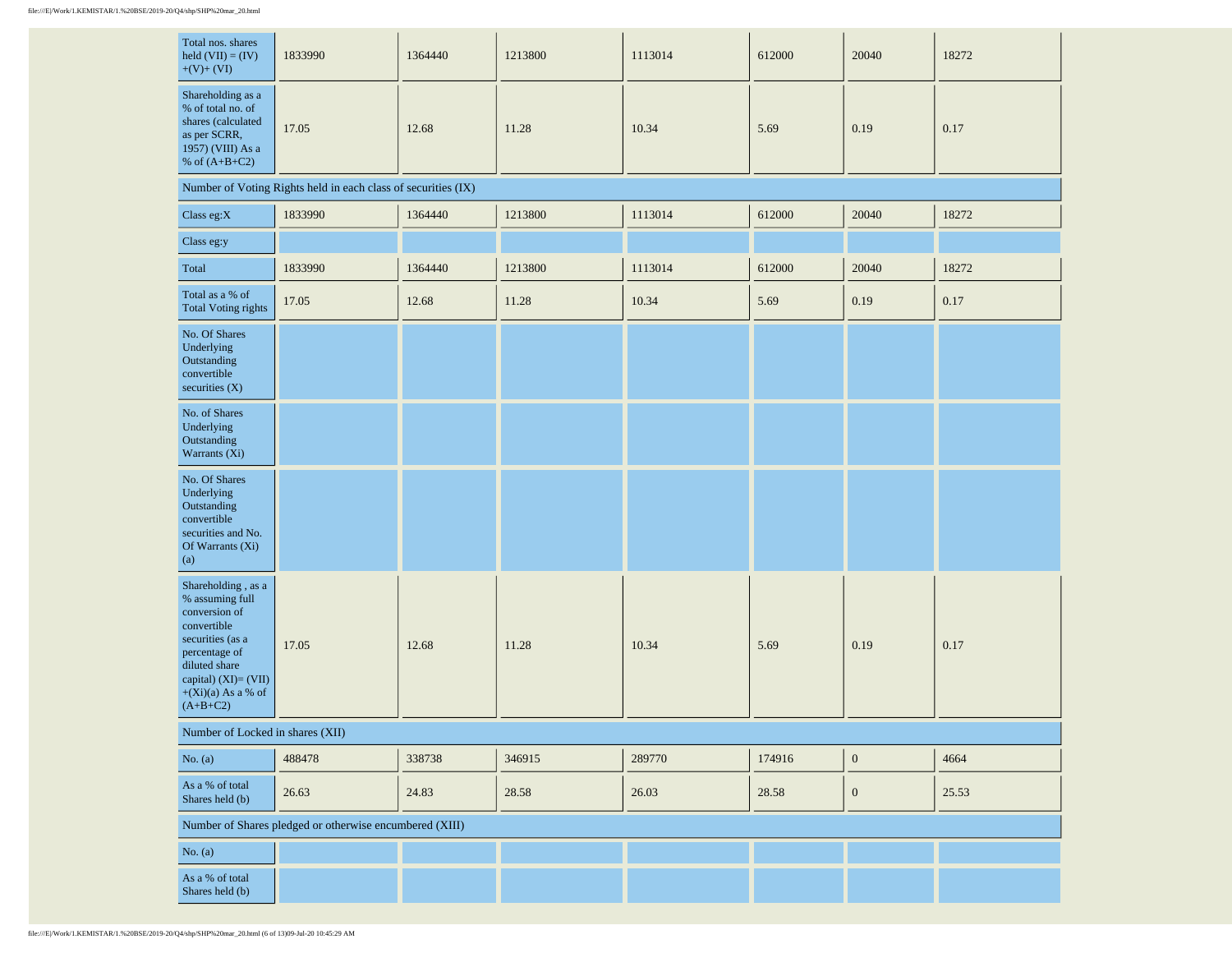| Total nos. shares held (VII) = (IV)+(V)+ (VI) | 1833990 | 1364440 | 1213800 | 1113014 | 612000 | 20040 | 18272 |
|---|---|---|---|---|---|---|---|
| Shareholding as a % of total no. of shares (calculated as per SCRR, 1957) (VIII) As a % of (A+B+C2) | 17.05 | 12.68 | 11.28 | 10.34 | 5.69 | 0.19 | 0.17 |
| Number of Voting Rights held in each class of securities (IX) | | | | | | | |
| Class eg:X | 1833990 | 1364440 | 1213800 | 1113014 | 612000 | 20040 | 18272 |
| Class eg:y | | | | | | | |
| Total | 1833990 | 1364440 | 1213800 | 1113014 | 612000 | 20040 | 18272 |
| Total as a % of Total Voting rights | 17.05 | 12.68 | 11.28 | 10.34 | 5.69 | 0.19 | 0.17 |
| No. Of Shares Underlying Outstanding convertible securities (X) | | | | | | | |
| No. of Shares Underlying Outstanding Warrants (Xi) | | | | | | | |
| No. Of Shares Underlying Outstanding convertible securities and No. Of Warrants (Xi) (a) | | | | | | | |
| Shareholding , as a % assuming full conversion of convertible securities (as a percentage of diluted share capital) (XI)= (VII)+(Xi)(a) As a % of (A+B+C2) | 17.05 | 12.68 | 11.28 | 10.34 | 5.69 | 0.19 | 0.17 |
| Number of Locked in shares (XII) | | | | | | | |
| No. (a) | 488478 | 338738 | 346915 | 289770 | 174916 | 0 | 4664 |
| As a % of total Shares held (b) | 26.63 | 24.83 | 28.58 | 26.03 | 28.58 | 0 | 25.53 |
| Number of Shares pledged or otherwise encumbered (XIII) | | | | | | | |
| No. (a) | | | | | | | |
| As a % of total Shares held (b) | | | | | | | |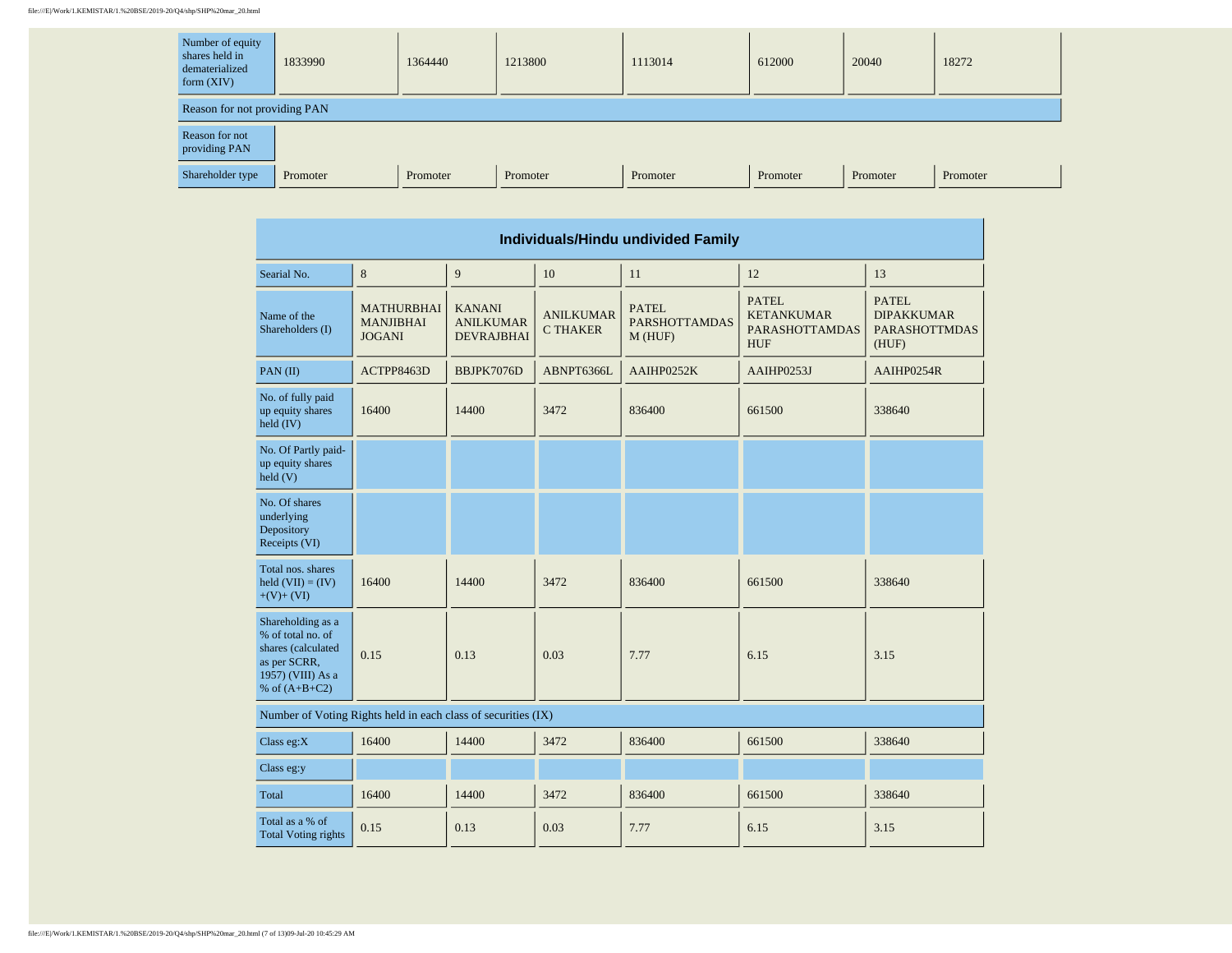| | | | | | | | |
|---|---|---|---|---|---|---|---|
| Number of equity shares held in dematerialized form (XIV) | 1833990 | 1364440 | 1213800 | 1113014 | 612000 | 20040 | 18272 |
| Reason for not providing PAN | | | | | | | |
| Reason for not providing PAN | | | | | | | |
| Shareholder type | Promoter | Promoter | Promoter | Promoter | Promoter | Promoter | Promoter |

## Individuals/Hindu undivided Family

| Searial No. | 8 | 9 | 10 | 11 | 12 | 13 |
|---|---|---|---|---|---|---|
| Name of the Shareholders (I) | MATHURBHAI MANJIBHAI JOGANI | KANANI ANILKUMAR DEVRAJBHAI | ANILKUMAR C THAKER | PATEL PARSHOTTAMDAS M (HUF) | PATEL KETANKUMAR PARASHOTTAMDAS HUF | PATEL DIPAKKUMAR PARASHOTTMDAS (HUF) |
| PAN (II) | ACTPP8463D | BBJPK7076D | ABNPT6366L | AAIHP0252K | AAIHP0253J | AAIHP0254R |
| No. of fully paid up equity shares held (IV) | 16400 | 14400 | 3472 | 836400 | 661500 | 338640 |
| No. Of Partly paid-up equity shares held (V) | | | | | | |
| No. Of shares underlying Depository Receipts (VI) | | | | | | |
| Total nos. shares held (VII) = (IV)+(V)+ (VI) | 16400 | 14400 | 3472 | 836400 | 661500 | 338640 |
| Shareholding as a % of total no. of shares (calculated as per SCRR, 1957) (VIII) As a % of (A+B+C2) | 0.15 | 0.13 | 0.03 | 7.77 | 6.15 | 3.15 |
| Number of Voting Rights held in each class of securities (IX) | | | | | | |
| Class eg:X | 16400 | 14400 | 3472 | 836400 | 661500 | 338640 |
| Class eg:y | | | | | | |
| Total | 16400 | 14400 | 3472 | 836400 | 661500 | 338640 |
| Total as a % of Total Voting rights | 0.15 | 0.13 | 0.03 | 7.77 | 6.15 | 3.15 |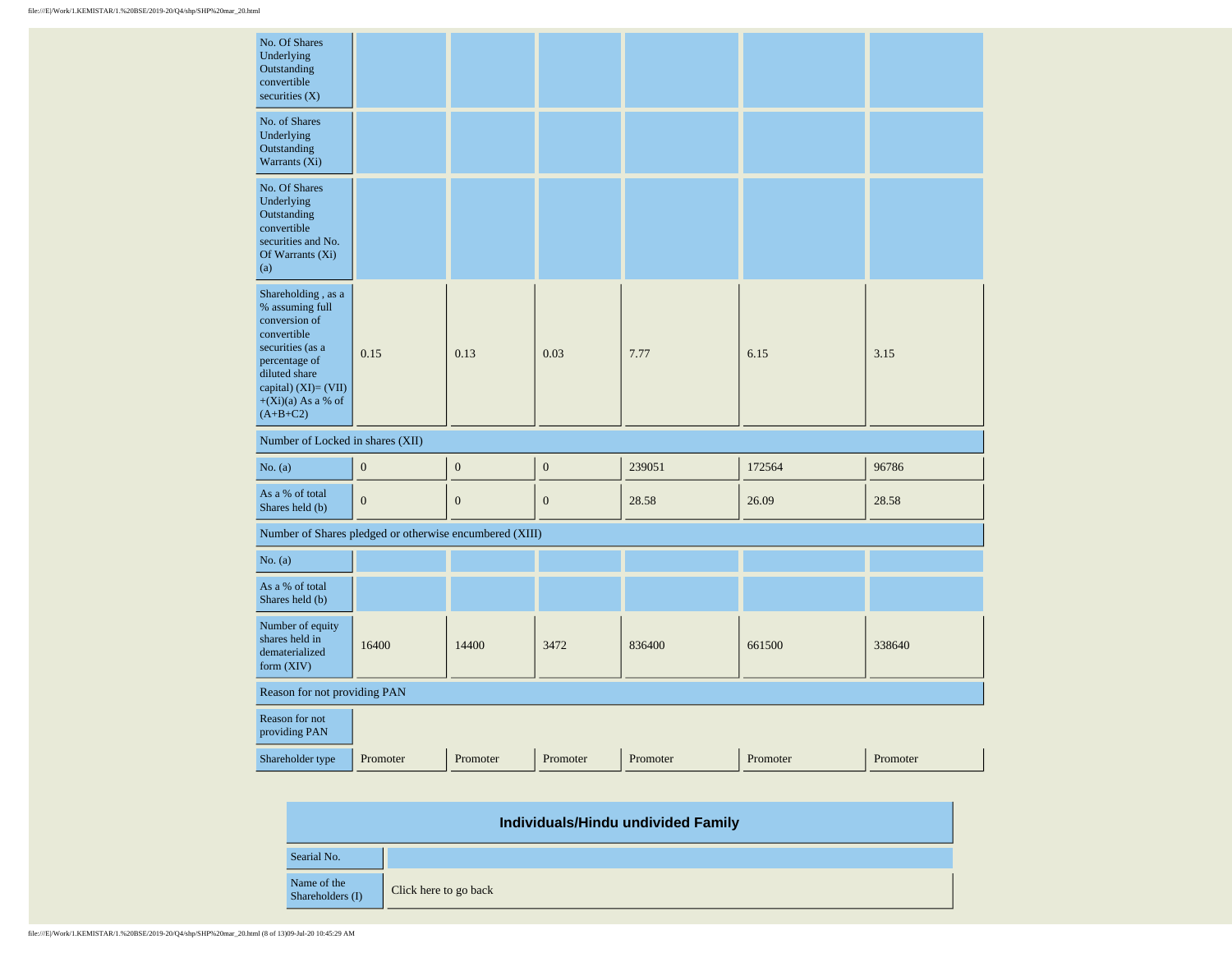| | | | | | | |
|---|---|---|---|---|---|---|
| No. Of Shares Underlying Outstanding convertible securities (X) | | | | | | |
| No. of Shares Underlying Outstanding Warrants (Xi) | | | | | | |
| No. Of Shares Underlying Outstanding convertible securities and No. Of Warrants (Xi) (a) | | | | | | |
| Shareholding , as a % assuming full conversion of convertible securities (as a percentage of diluted share capital) (XI)= (VII)+(Xi)(a) As a % of (A+B+C2) | 0.15 | 0.13 | 0.03 | 7.77 | 6.15 | 3.15 |
| Number of Locked in shares (XII) | | | | | | |
| No. (a) | 0 | 0 | 0 | 239051 | 172564 | 96786 |
| As a % of total Shares held (b) | 0 | 0 | 0 | 28.58 | 26.09 | 28.58 |
| Number of Shares pledged or otherwise encumbered (XIII) | | | | | | |
| No. (a) | | | | | | |
| As a % of total Shares held (b) | | | | | | |
| Number of equity shares held in dematerialized form (XIV) | 16400 | 14400 | 3472 | 836400 | 661500 | 338640 |
| Reason for not providing PAN | | | | | | |
| Reason for not providing PAN | | | | | | |
| Shareholder type | Promoter | Promoter | Promoter | Promoter | Promoter | Promoter |

| Individuals/Hindu undivided Family | |
|---|---|
| Searial No. | |
| Name of the Shareholders (I) | Click here to go back |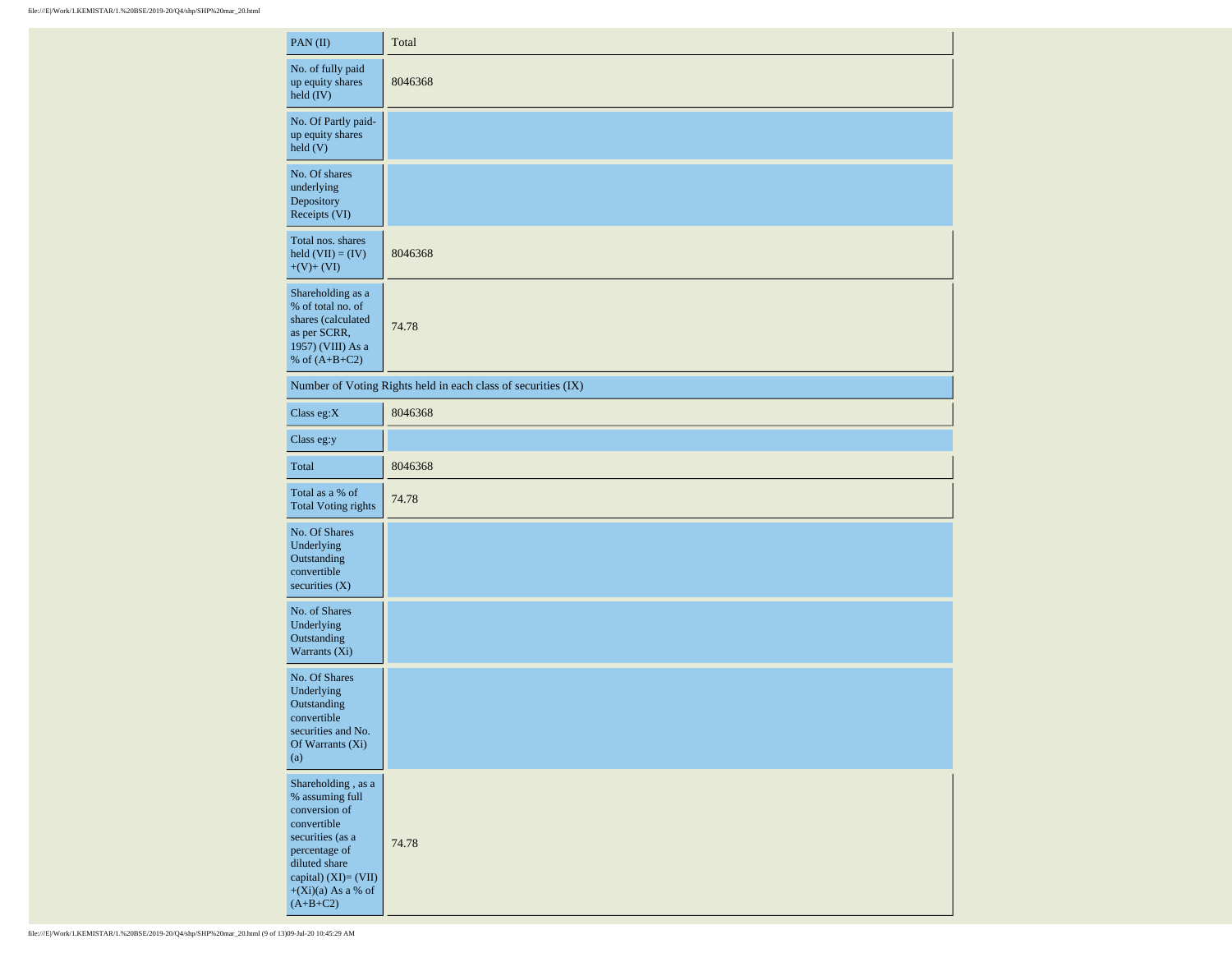| PAN (II) | Total |
|---|---|
| No. of fully paid up equity shares held (IV) | 8046368 |
| No. Of Partly paid-up equity shares held (V) | |
| No. Of shares underlying Depository Receipts (VI) | |
| Total nos. shares held (VII) = (IV)+(V)+ (VI) | 8046368 |
| Shareholding as a % of total no. of shares (calculated as per SCRR, 1957) (VIII) As a % of (A+B+C2) | 74.78 |
| Number of Voting Rights held in each class of securities (IX) | |
| Class eg:X | 8046368 |
| Class eg:y | |
| Total | 8046368 |
| Total as a % of Total Voting rights | 74.78 |
| No. Of Shares Underlying Outstanding convertible securities (X) | |
| No. of Shares Underlying Outstanding Warrants (Xi) | |
| No. Of Shares Underlying Outstanding convertible securities and No. Of Warrants (Xi) (a) | |
| Shareholding , as a % assuming full conversion of convertible securities (as a percentage of diluted share capital) (XI)= (VII)+(Xi)(a) As a % of (A+B+C2) | 74.78 |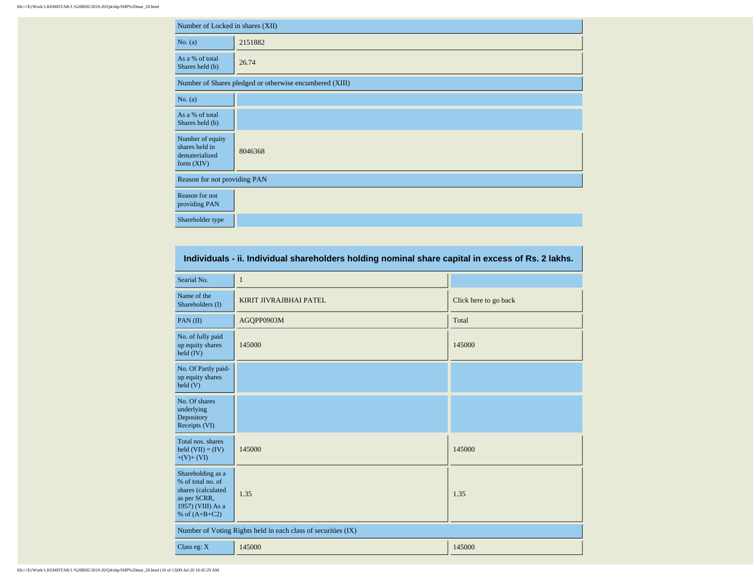| Number of Locked in shares (XII) | |
|---|---|
| No. (a) | 2151882 |
| As a % of total Shares held (b) | 26.74 |
| Number of Shares pledged or otherwise encumbered (XIII) | |
| No. (a) | |
| As a % of total Shares held (b) | |
| Number of equity shares held in dematerialized form (XIV) | 8046368 |
| Reason for not providing PAN | |
| Reason for not providing PAN | |
| Shareholder type | |

## Individuals - ii. Individual shareholders holding nominal share capital in excess of Rs. 2 lakhs.

| Searial No. | 1 | |
|---|---|---|
| Name of the Shareholders (I) | KIRIT JIVRAJBHAI PATEL | Click here to go back |
| PAN (II) | AGQPP0903M | Total |
| No. of fully paid up equity shares held (IV) | 145000 | 145000 |
| No. Of Partly paid-up equity shares held (V) | | |
| No. Of shares underlying Depository Receipts (VI) | | |
| Total nos. shares held (VII) = (IV)+(V)+ (VI) | 145000 | 145000 |
| Shareholding as a % of total no. of shares (calculated as per SCRR, 1957) (VIII) As a % of (A+B+C2) | 1.35 | 1.35 |
| Number of Voting Rights held in each class of securities (IX) | | |
| Class eg: X | 145000 | 145000 |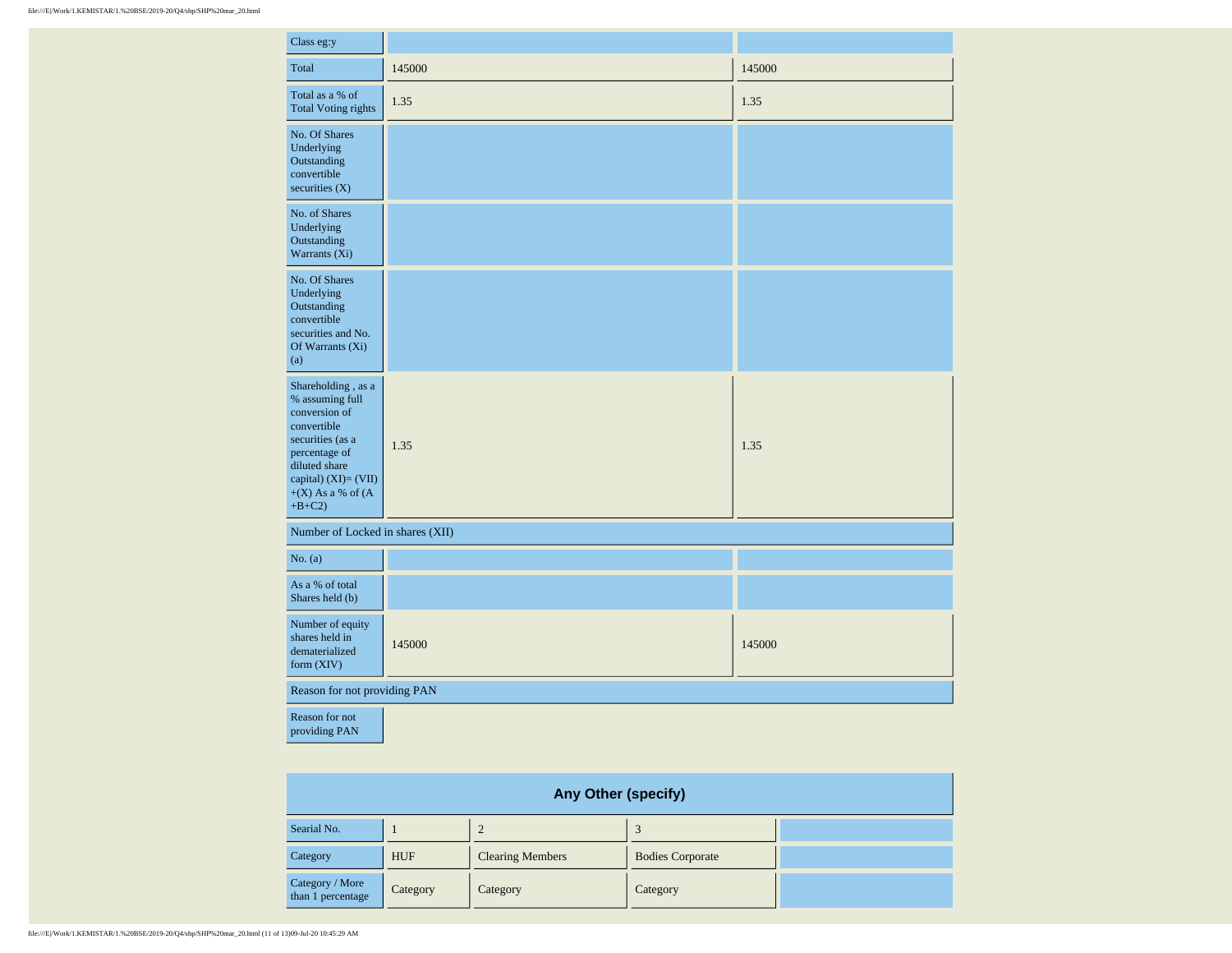| Class eg:y | | |
|---|---|---|
| Total | 145000 | 145000 |
| Total as a % of Total Voting rights | 1.35 | 1.35 |
| No. Of Shares Underlying Outstanding convertible securities (X) | | |
| No. of Shares Underlying Outstanding Warrants (Xi) | | |
| No. Of Shares Underlying Outstanding convertible securities and No. Of Warrants (Xi) (a) | | |
| Shareholding , as a % assuming full conversion of convertible securities (as a percentage of diluted share capital) (XI)= (VII)+(X) As a % of (A+B+C2) | 1.35 | 1.35 |
| Number of Locked in shares (XII) | | |
| No. (a) | | |
| As a % of total Shares held (b) | | |
| Number of equity shares held in dematerialized form (XIV) | 145000 | 145000 |
| Reason for not providing PAN | | |
| Reason for not providing PAN | | |

## Any Other (specify)

| Searial No. | 1 | 2 | 3 | |
|---|---|---|---|---|
| Category | HUF | Clearing Members | Bodies Corporate | |
| Category / More than 1 percentage | Category | Category | Category | |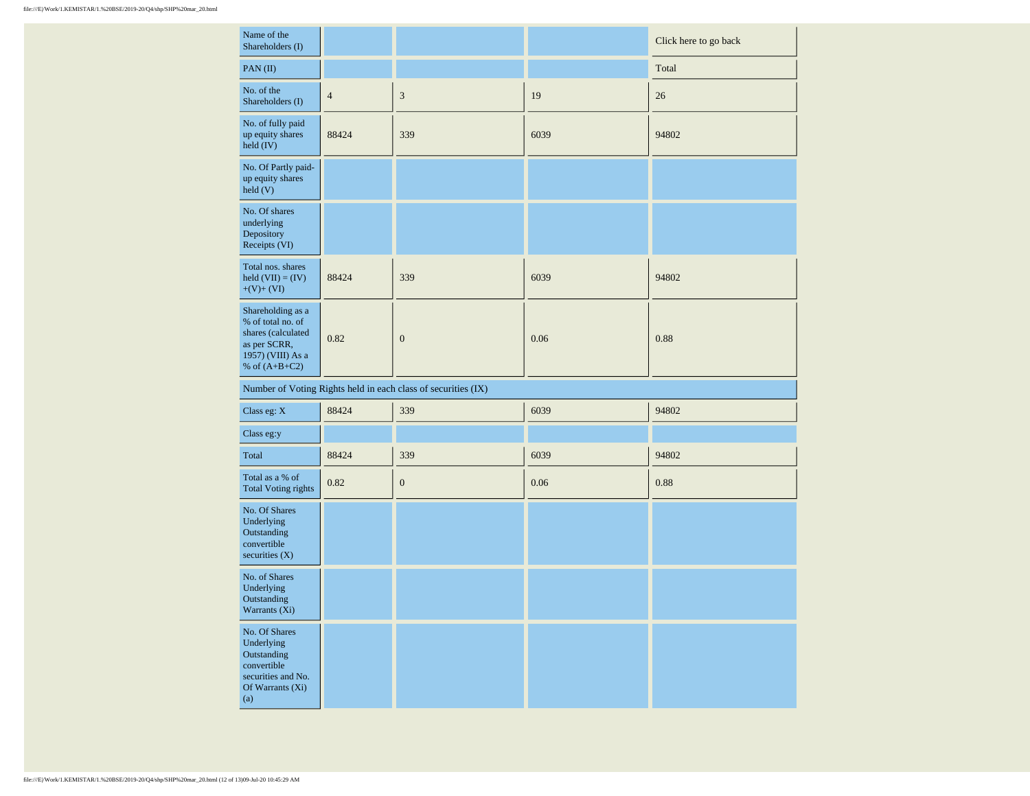| Name of the Shareholders (I) | | | | Click here to go back |
|---|---|---|---|---|
| PAN (II) | | | | Total |
| No. of the Shareholders (I) | 4 | 3 | 19 | 26 |
| No. of fully paid up equity shares held (IV) | 88424 | 339 | 6039 | 94802 |
| No. Of Partly paid-up equity shares held (V) | | | | |
| No. Of shares underlying Depository Receipts (VI) | | | | |
| Total nos. shares held (VII) = (IV)+(V)+ (VI) | 88424 | 339 | 6039 | 94802 |
| Shareholding as a % of total no. of shares (calculated as per SCRR, 1957) (VIII) As a % of (A+B+C2) | 0.82 | 0 | 0.06 | 0.88 |
| Number of Voting Rights held in each class of securities (IX) | | | | |
| Class eg: X | 88424 | 339 | 6039 | 94802 |
| Class eg:y | | | | |
| Total | 88424 | 339 | 6039 | 94802 |
| Total as a % of Total Voting rights | 0.82 | 0 | 0.06 | 0.88 |
| No. Of Shares Underlying Outstanding convertible securities (X) | | | | |
| No. of Shares Underlying Outstanding Warrants (Xi) | | | | |
| No. Of Shares Underlying Outstanding convertible securities and No. Of Warrants (Xi) (a) | | | | |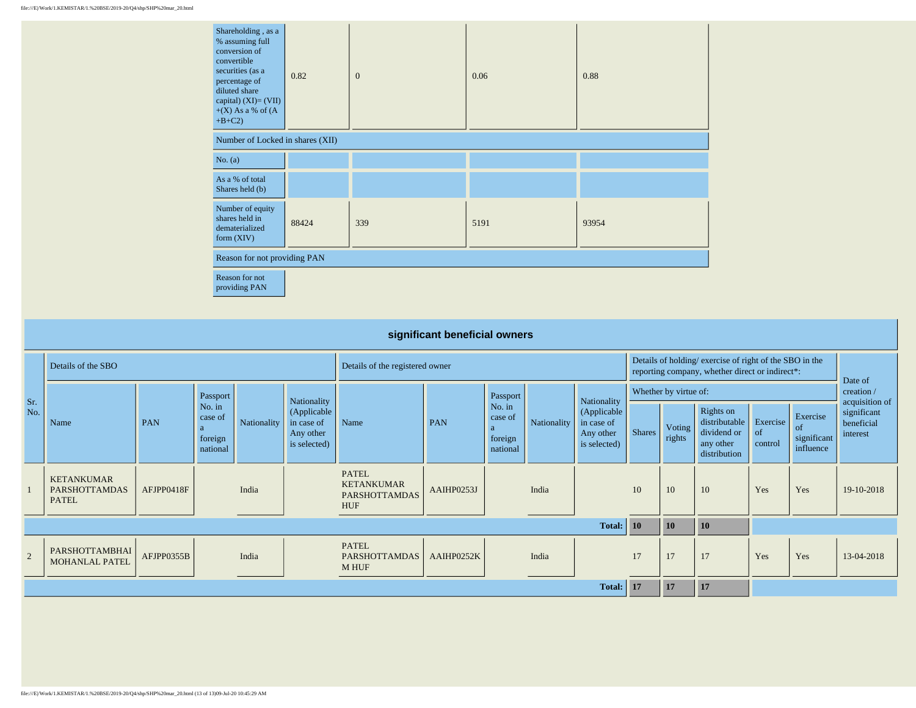| | | | | |
|---|---|---|---|---|
| Shareholding , as a % assuming full conversion of convertible securities (as a percentage of diluted share capital) (XI)= (VII)+(X) As a % of (A+B+C2) | 0.82 | 0 | 0.06 | 0.88 |
| Number of Locked in shares (XII) | | | | |
| No. (a) | | | | |
| As a % of total Shares held (b) | | | | |
| Number of equity shares held in dematerialized form (XIV) | 88424 | 339 | 5191 | 93954 |
| Reason for not providing PAN | | | | |
| Reason for not providing PAN | | | | |

## significant beneficial owners

| Sr. No. | Details of the SBO | | | | | Details of the registered owner | | | | | Details of holding/ exercise of right of the SBO in the reporting company, whether direct or indirect*: | | | | | Date of creation / acquisition of significant beneficial interest |
|---|---|---|---|---|---|---|---|---|---|---|---|---|---|---|---|---|
| | | | | | | | | | | | Whether by virtue of: | | | | | |
| | Name | PAN | Passport No. in case of a foreign national | Nationality | Nationality (Applicable in case of Any other is selected) | Name | PAN | Passport No. in case of a foreign national | Nationality | Nationality (Applicable in case of Any other is selected) | Shares | Voting rights | Rights on distributable dividend or any other distribution | Exercise of control | Exercise of significant influence | |
| 1 | KETANKUMAR PARSHOTTAMDAS PATEL | AFJPP0418F | | India | | PATEL KETANKUMAR PARSHOTTAMDAS HUF | AAIHP0253J | | India | | 10 | 10 | 10 | Yes | Yes | 19-10-2018 |
| | | | | | | | | | | Total: | 10 | 10 | 10 | | | |
| 2 | PARSHOTTAMBHAI MOHANLAL PATEL | AFJPP0355B | | India | | PATEL PARSHOTTAMDAS M HUF | AAIHP0252K | | India | | 17 | 17 | 17 | Yes | Yes | 13-04-2018 |
| | | | | | | | | | | Total: | 17 | 17 | 17 | | | |